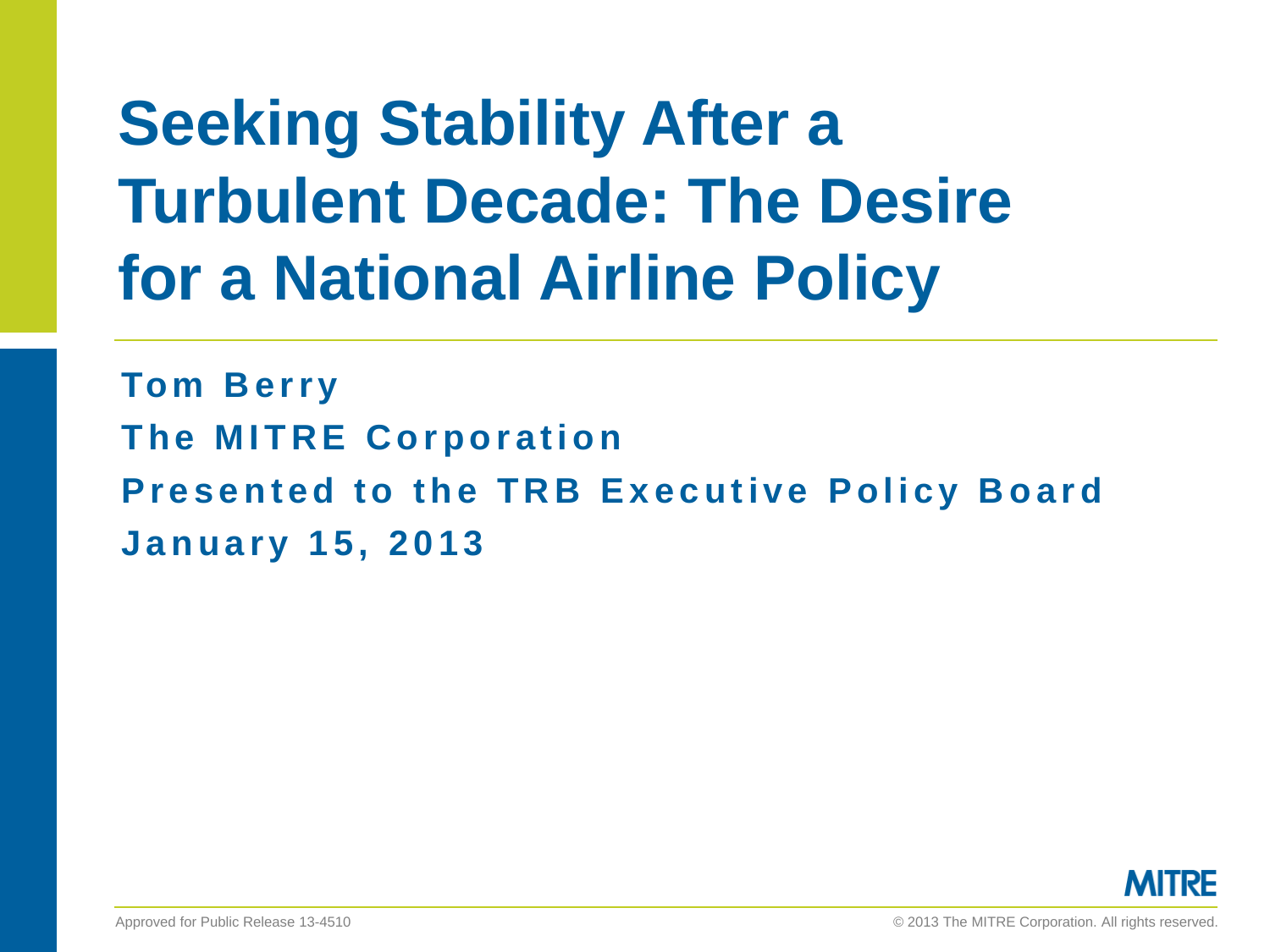# Seeking Stability After a Turbulent Decade: The Desire for a National Airline Policy

**Tom Berry**

**The MITRE Corporation**

**Presented to the TRB Executive Policy Board**

**January 15, 2013**

Approved for Public Release 13-4510

© 2013 The MITRE Corporation. All rights reserved.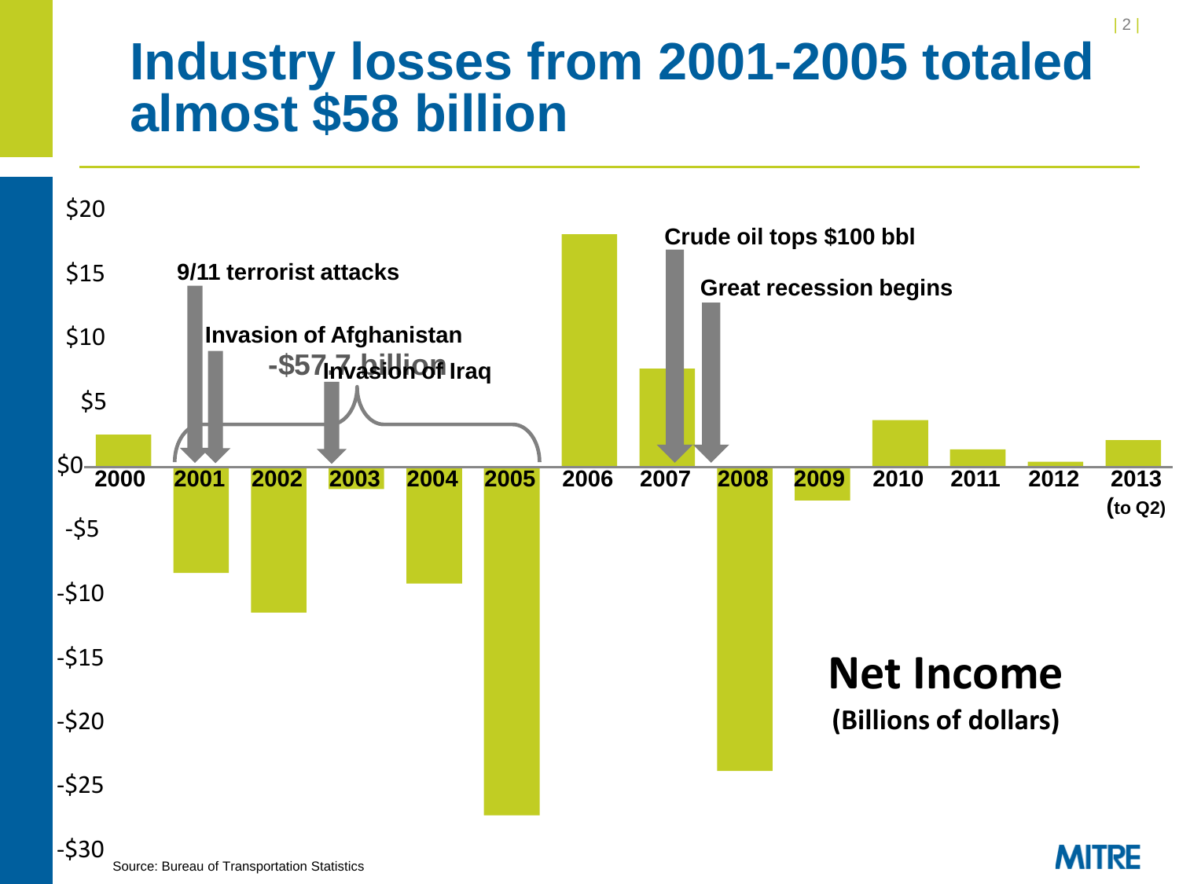# Industry losses from 2001-2005 totaled almost $58 billion

9/11 terrorist attacks

Invasion of Afghanistan

-$57.7 billion

Invasion of Iraq

Crude oil tops $100 bbl

Great recession begins

**Net Income**

**(Billions of dollars)**

$20, $15, $10, $5, $0, -$5, -$10, -$15, -$20, -$25, -$30

2000, 2001, 2002, 2003, 2004, 2005, 2006, 2007, 2008, 2009, 2010, 2011, 2012, 2013 (to Q2)

Source: Bureau of Transportation Statistics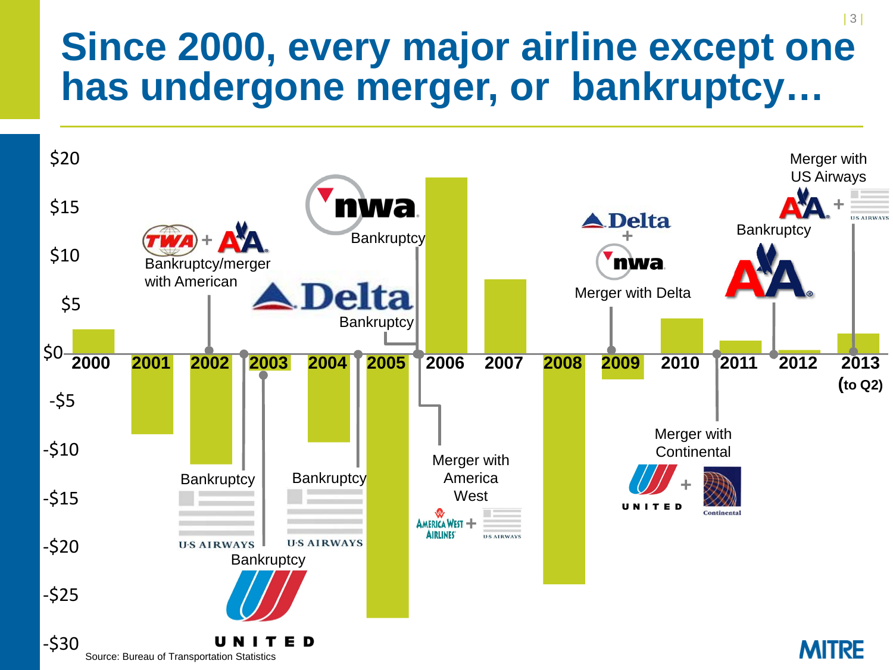# Since 2000, every major airline except one has undergone merger, or bankruptcy…

$20

$15

$10

$5

$0

-$5

-$10

-$15

-$20

-$25

-$30

2000 | 2001 | 2002 | 2003 | 2004 | 2005 | 2006 | 2007 | 2008 | 2009 | 2010 | 2011 | 2012 | 2013 (to Q2)

TWA + AA — Bankruptcy/merger with American

US Airways — Bankruptcy

United — Bankruptcy

US Airways — Bankruptcy

Delta — Bankruptcy

nwa — Bankruptcy

America West Airlines + US Airways — Merger with America West

Delta + nwa — Merger with Delta

United + Continental — Merger with Continental

AA — Bankruptcy

AA + US Airways — Merger with US Airways

Source: Bureau of Transportation Statistics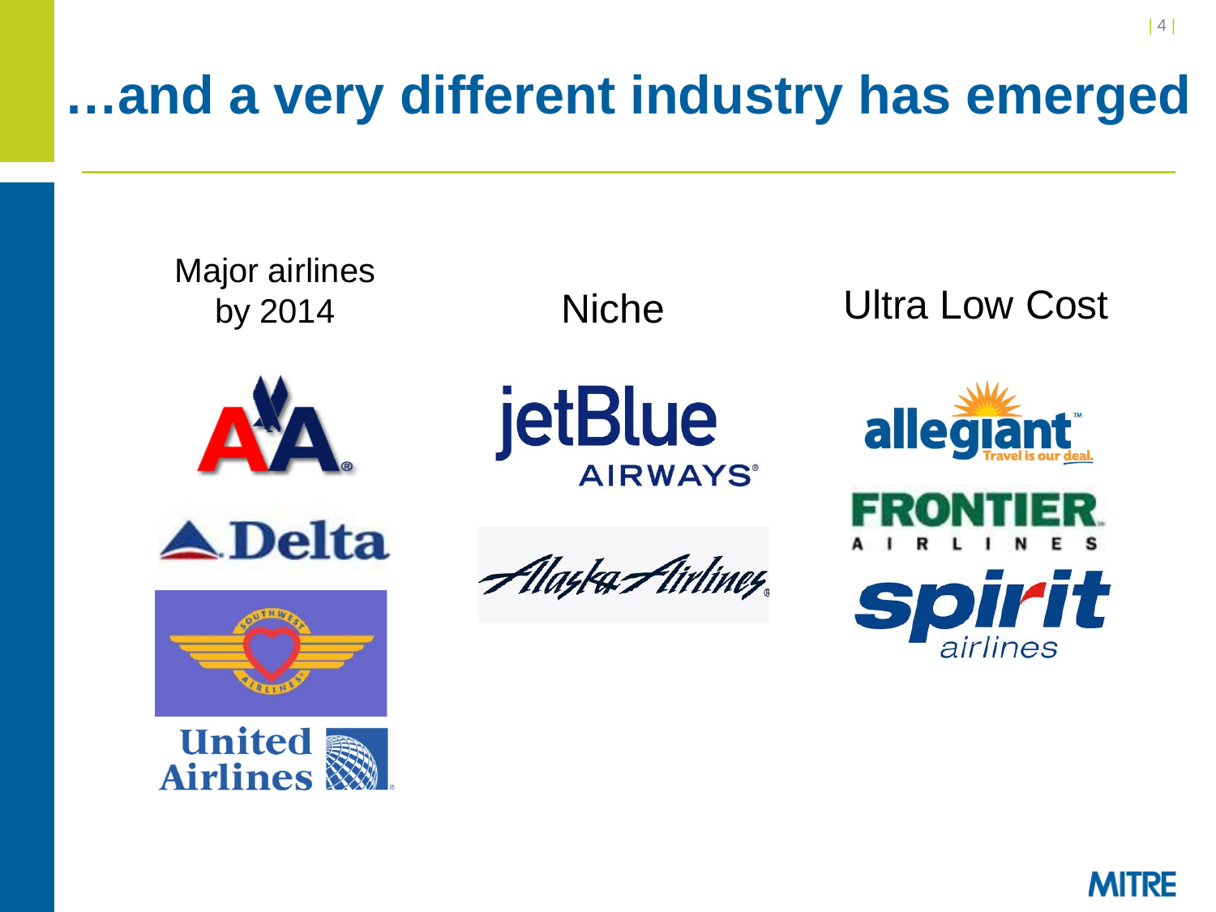# …and a very different industry has emerged

| Major airlines by 2014 | Niche | Ultra Low Cost |
|---|---|---|
| American Airlines | jetBlue AIRWAYS | allegiant — Travel is our deal. |
| Delta | Alaska Airlines | FRONTIER AIRLINES |
| Southwest Airlines | | spirit airlines |
| United Airlines | | |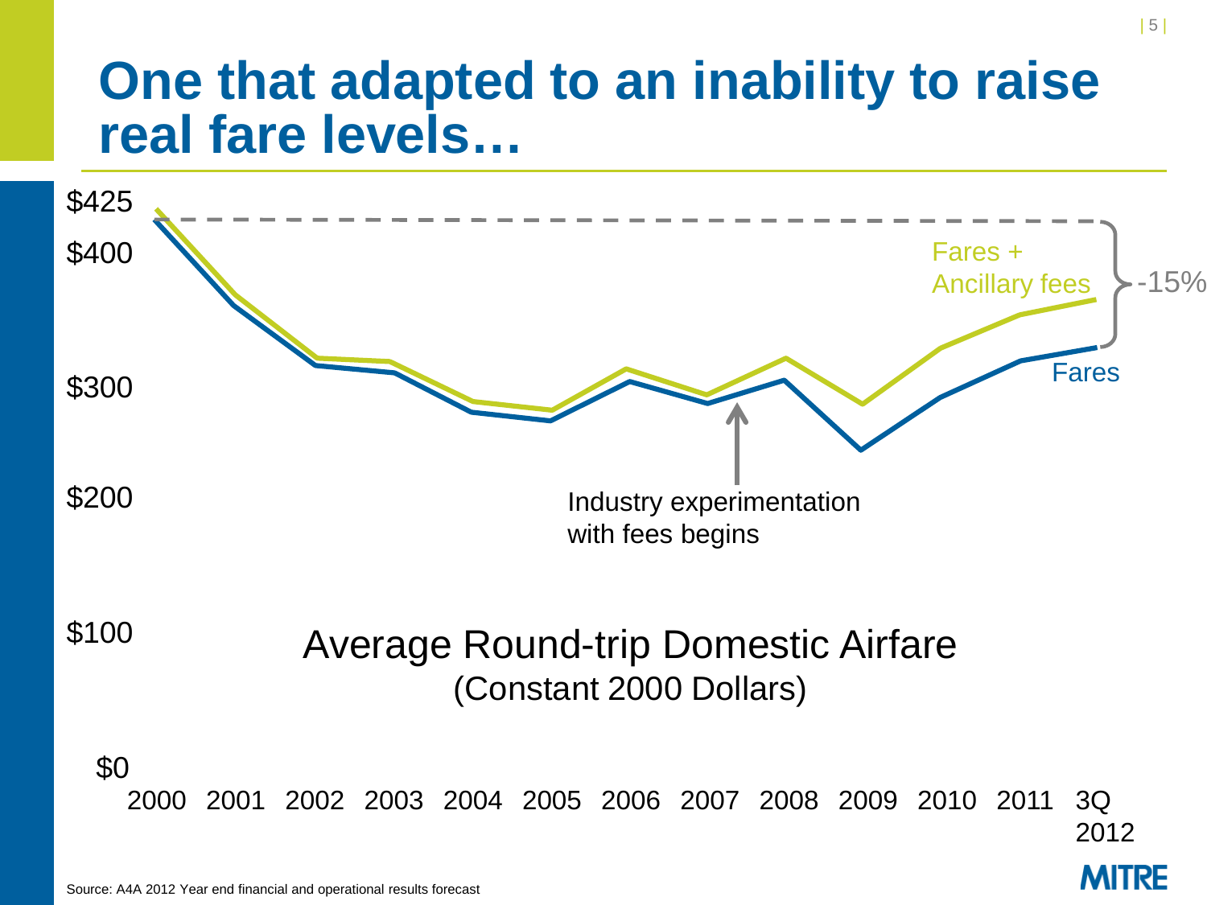# One that adapted to an inability to raise real fare levels…

$425

$400

$300

$200

$100

$0

Fares + Ancillary fees

-15%

Fares

Industry experimentation with fees begins

Average Round-trip Domestic Airfare
(Constant 2000 Dollars)

2000 2001 2002 2003 2004 2005 2006 2007 2008 2009 2010 2011 3Q 2012

Source: A4A 2012 Year end financial and operational results forecast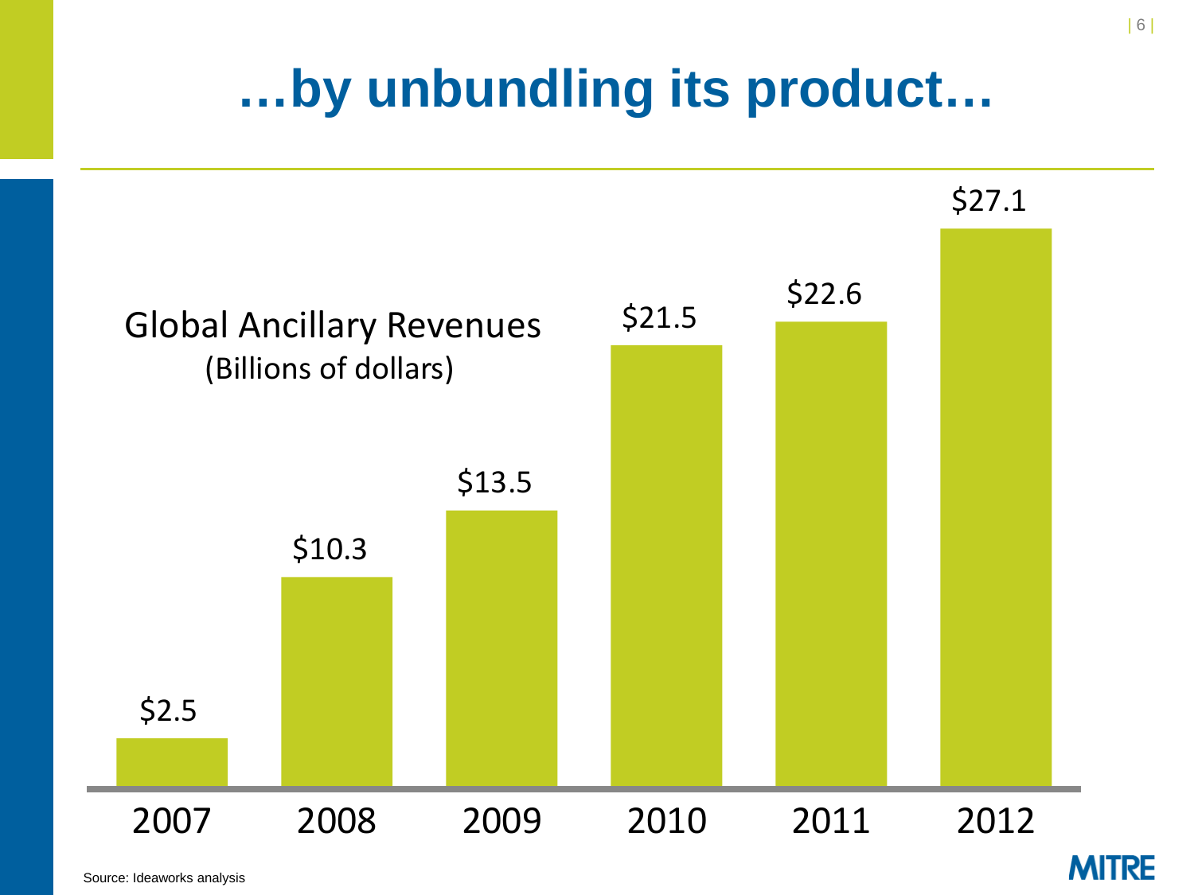# …by unbundling its product…

Global Ancillary Revenues
(Billions of dollars)

| Year | Revenue |
|---|---|
| 2007 | $2.5 |
| 2008 | $10.3 |
| 2009 | $13.5 |
| 2010 | $21.5 |
| 2011 | $22.6 |
| 2012 | $27.1 |

Source: Ideaworks analysis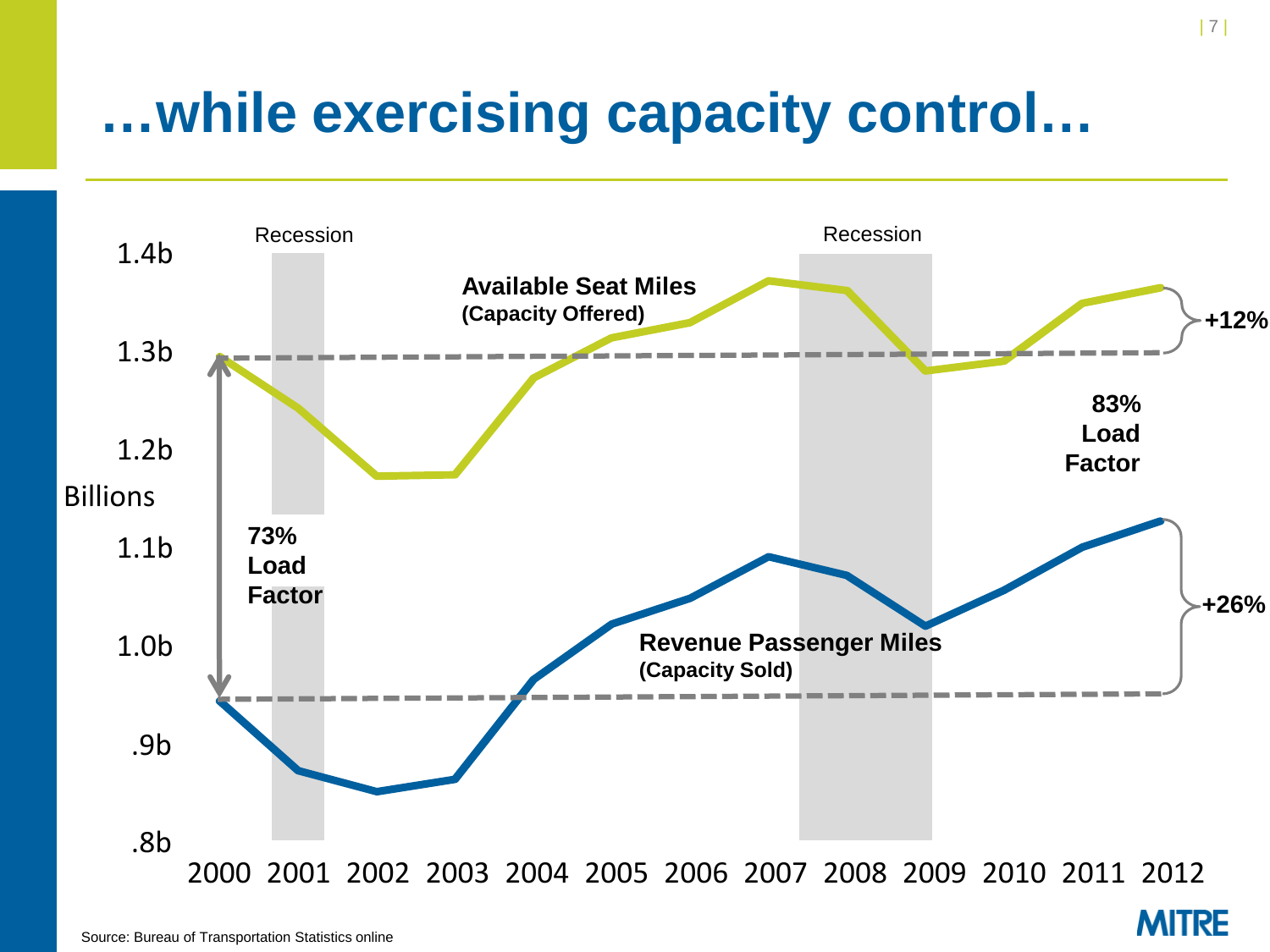# …while exercising capacity control…

Recession | Recession

1.4b, 1.3b, 1.2b, 1.1b, 1.0b, .9b, .8b — Billions

**Available Seat Miles**
**(Capacity Offered)**

**+12%**

**83% Load Factor**

**73% Load Factor**

**Revenue Passenger Miles**
**(Capacity Sold)**

**+26%**

2000 2001 2002 2003 2004 2005 2006 2007 2008 2009 2010 2011 2012

Source: Bureau of Transportation Statistics online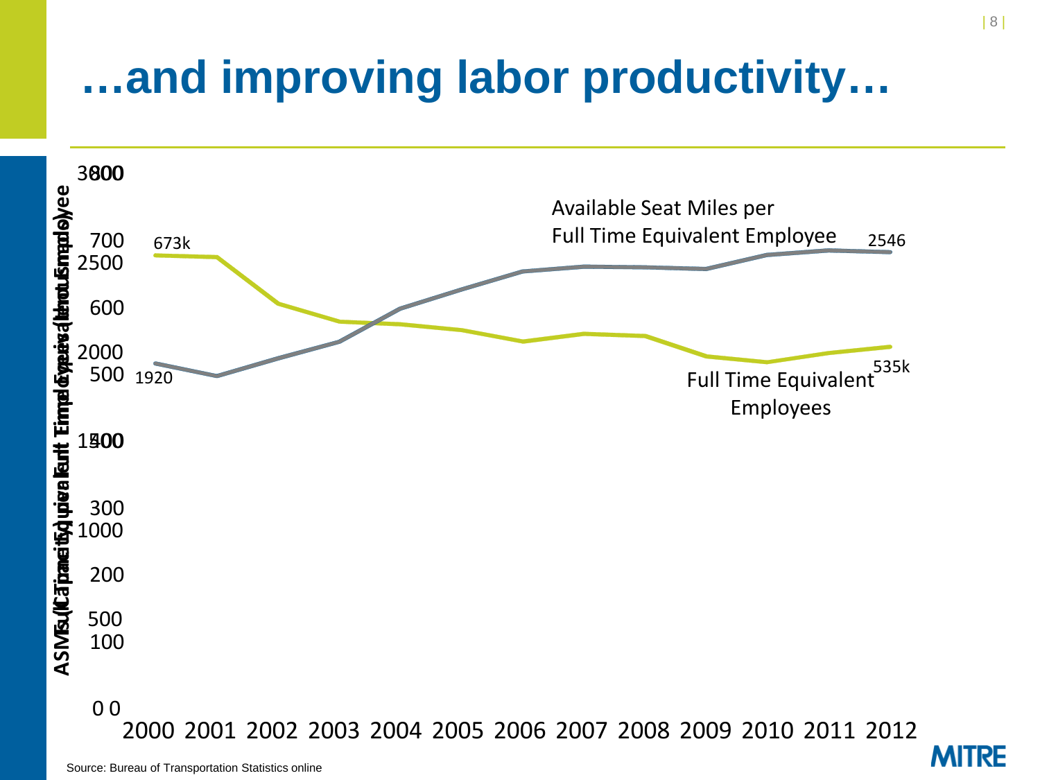# …and improving labor productivity…

ASMs (Capacity) per Full Time Equivalent Employee / Full Time Equivalent Employees (thousands)

Available Seat Miles per Full Time Equivalent Employee

Full Time Equivalent Employees

673k

1920

2546

535k

3000 / 800, 700, 2500, 600, 2000 / 500, 1500 / 400, 300, 1000, 200, 500, 100, 0 0

2000 2001 2002 2003 2004 2005 2006 2007 2008 2009 2010 2011 2012

Source: Bureau of Transportation Statistics online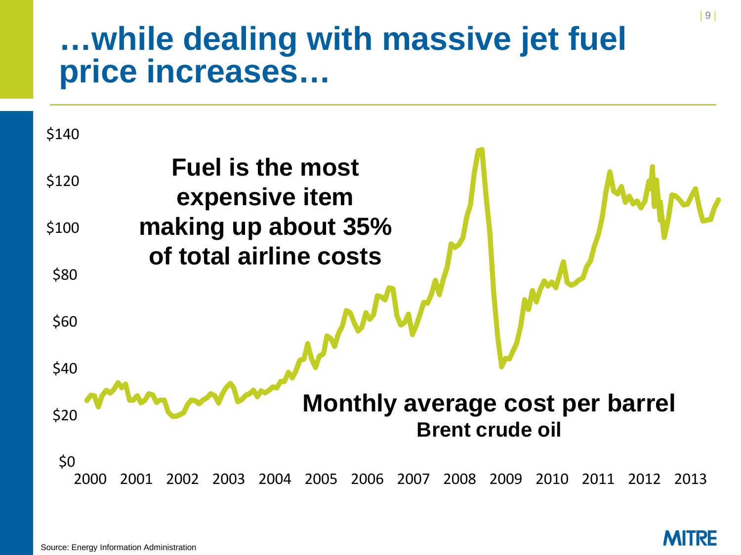# …while dealing with massive jet fuel price increases…

**Fuel is the most expensive item making up about 35% of total airline costs**

**Monthly average cost per barrel**
**Brent crude oil**

$140
$120
$100
$80
$60
$40
$20
$0

2000 2001 2002 2003 2004 2005 2006 2007 2008 2009 2010 2011 2012 2013

Source: Energy Information Administration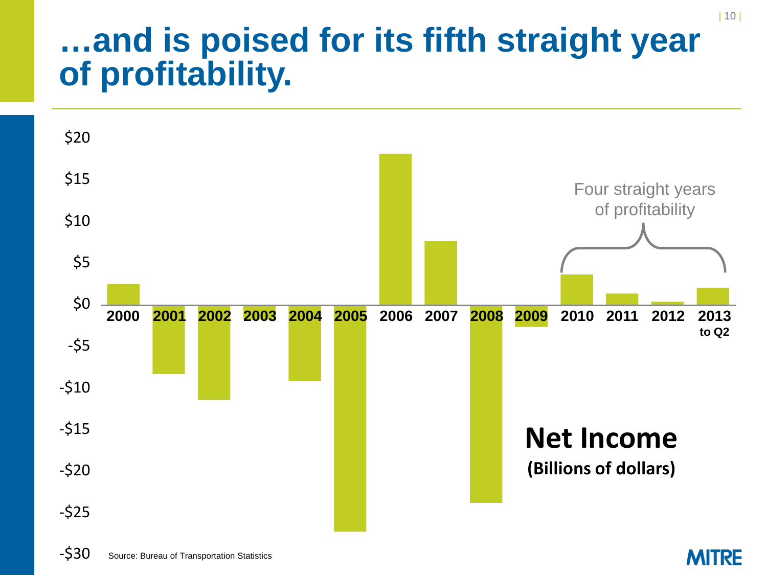# …and is poised for its fifth straight year of profitability.

Four straight years of profitability

Net Income

(Billions of dollars)

| Year | Net Income (Billions of dollars) |
|---|---|
| 2000 | $2.5 |
| 2001 | -$8.3 |
| 2002 | -$11.4 |
| 2003 | -$0.3 |
| 2004 | -$9.1 |
| 2005 | -$27.3 |
| 2006 | $18.2 |
| 2007 | $7.7 |
| 2008 | -$23.8 |
| 2009 | -$2.6 |
| 2010 | $3.7 |
| 2011 | $1.4 |
| 2012 | $0.4 |
| 2013 to Q2 | $2.1 |

Source: Bureau of Transportation Statistics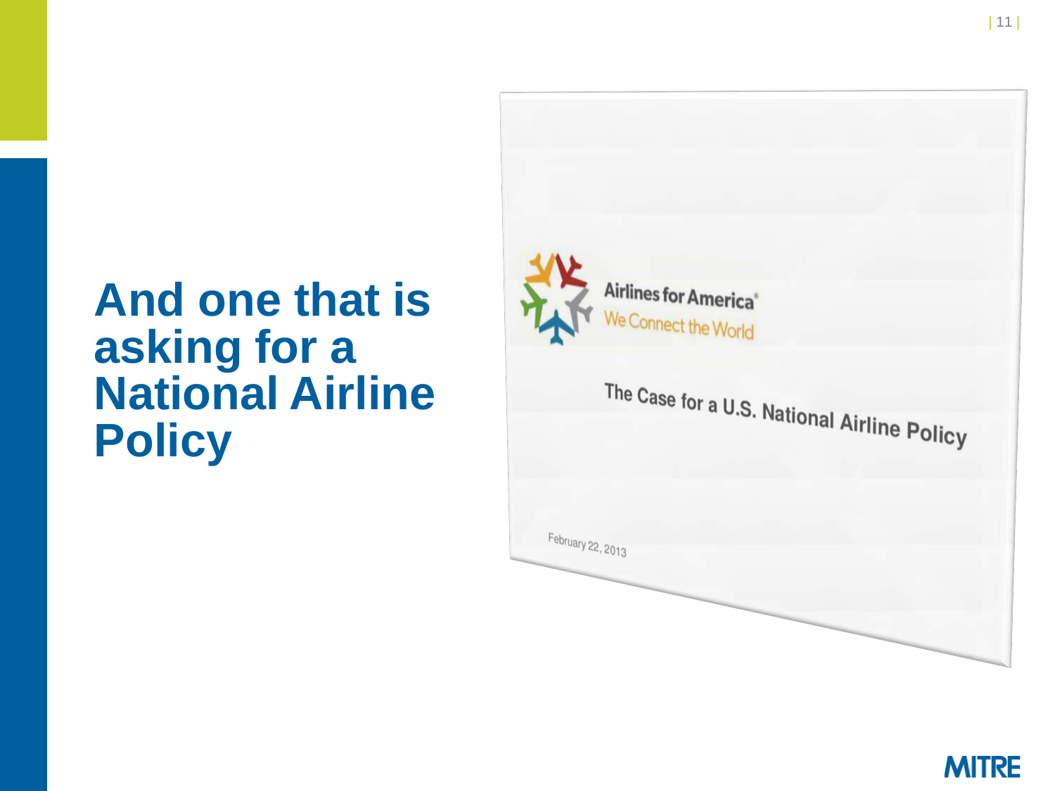# And one that is asking for a National Airline Policy

Airlines for America®

We Connect the World

The Case for a U.S. National Airline Policy

February 22, 2013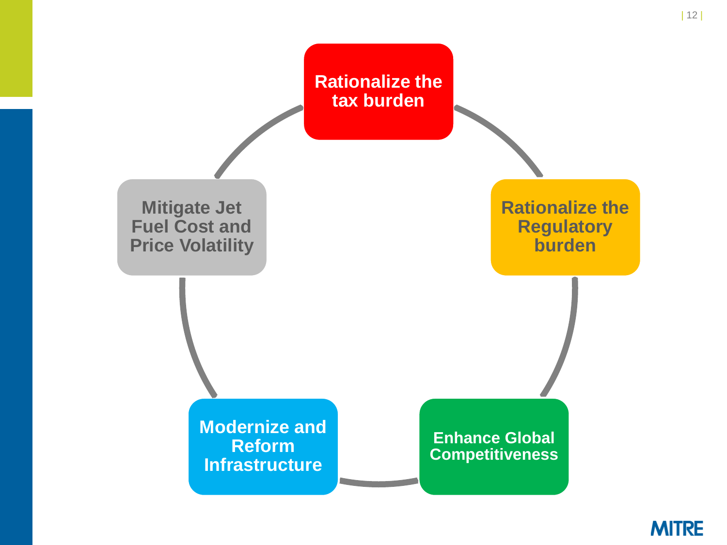- Rationalize the tax burden
- Rationalize the Regulatory burden
- Enhance Global Competitiveness
- Modernize and Reform Infrastructure
- Mitigate Jet Fuel Cost and Price Volatility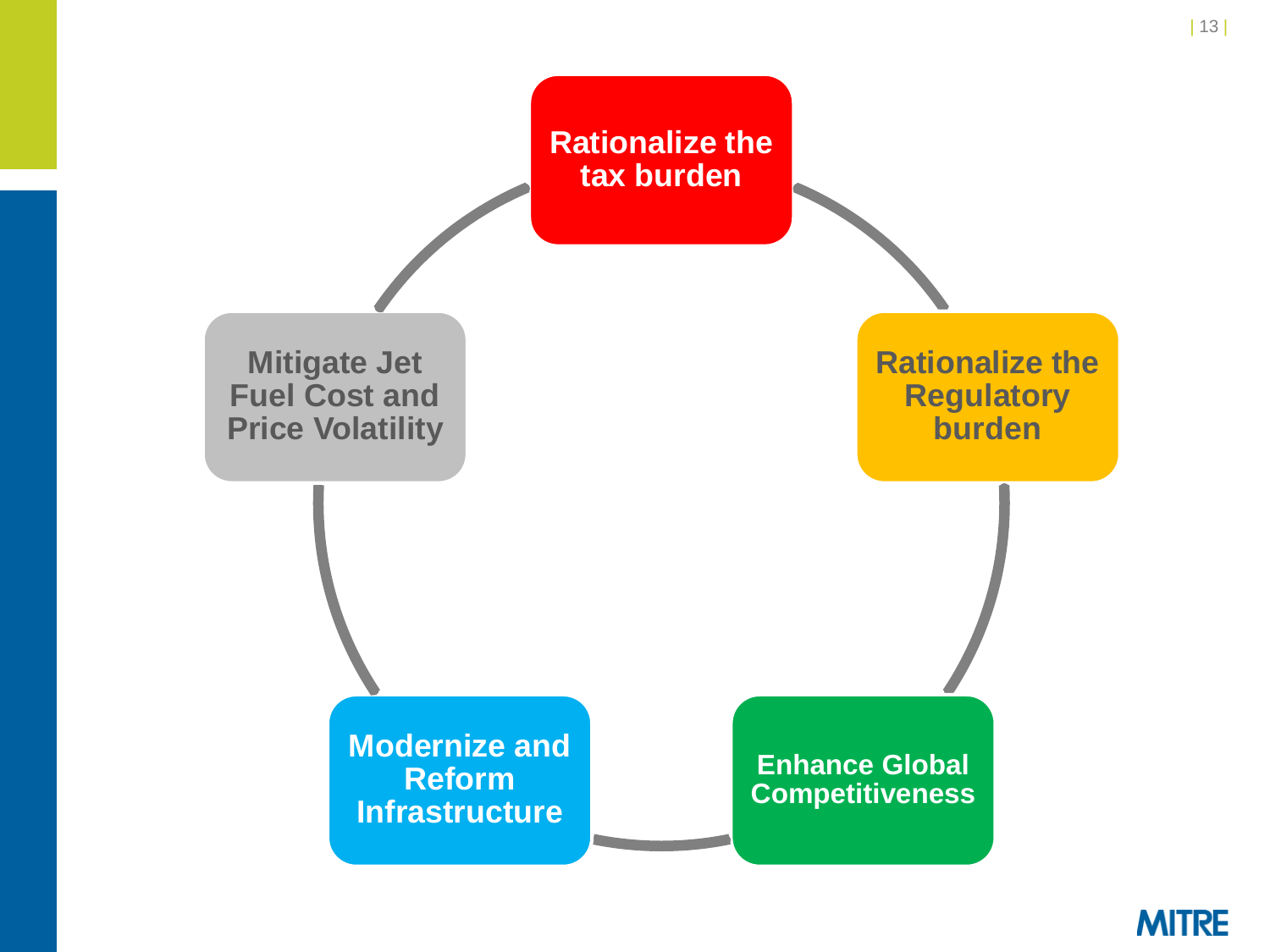- Rationalize the tax burden
- Rationalize the Regulatory burden
- Enhance Global Competitiveness
- Modernize and Reform Infrastructure
- Mitigate Jet Fuel Cost and Price Volatility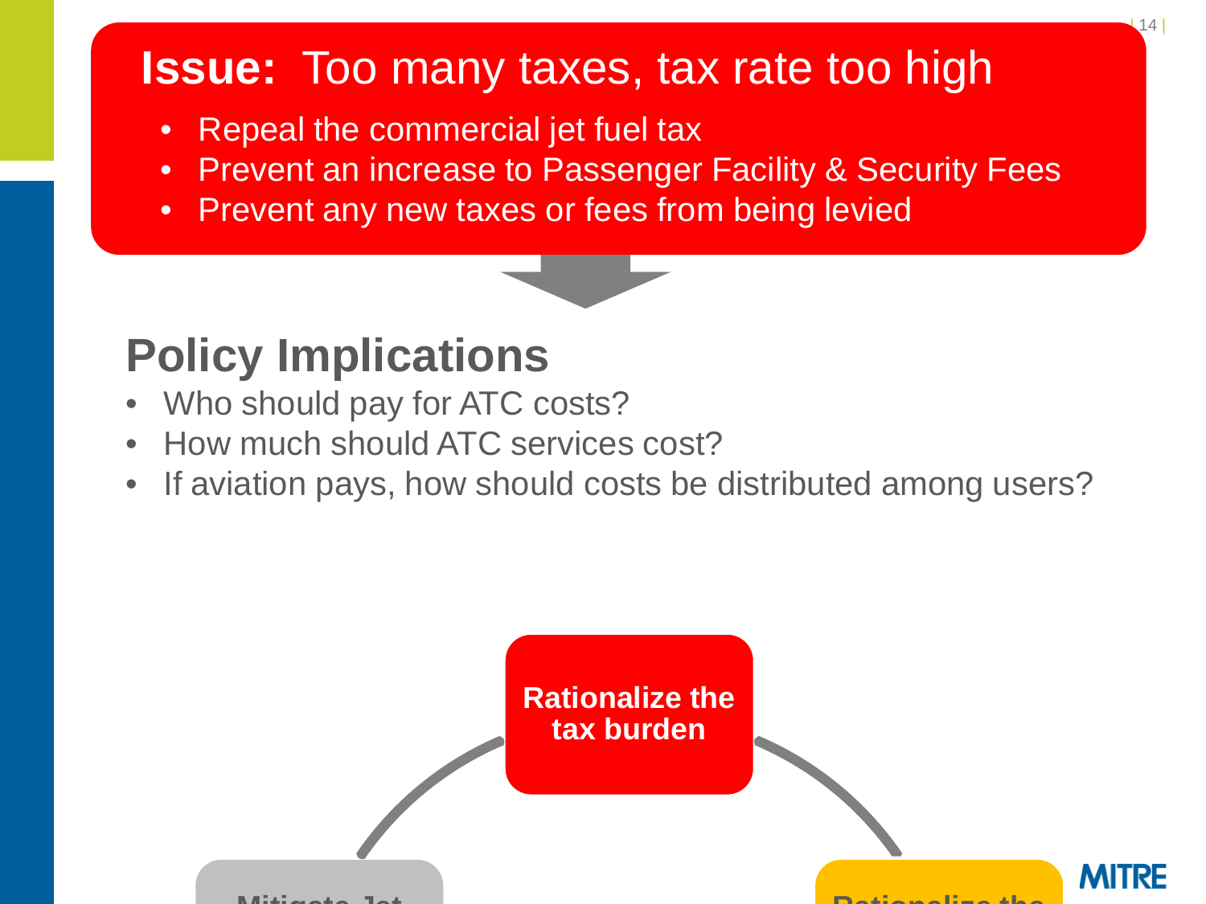# Issue: Too many taxes, tax rate too high

- Repeal the commercial jet fuel tax
- Prevent an increase to Passenger Facility & Security Fees
- Prevent any new taxes or fees from being levied

## Policy Implications

- Who should pay for ATC costs?
- How much should ATC services cost?
- If aviation pays, how should costs be distributed among users?

**Rationalize the tax burden**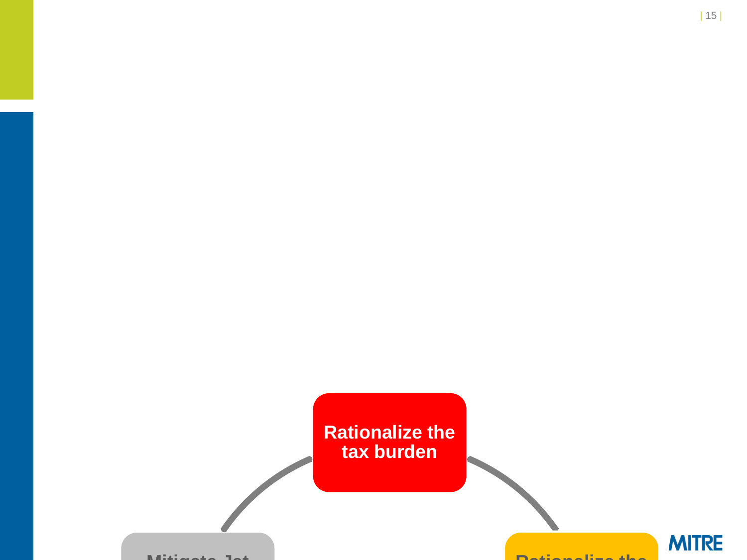Rationalize the tax burden

Mitigate Jet

Rationalize the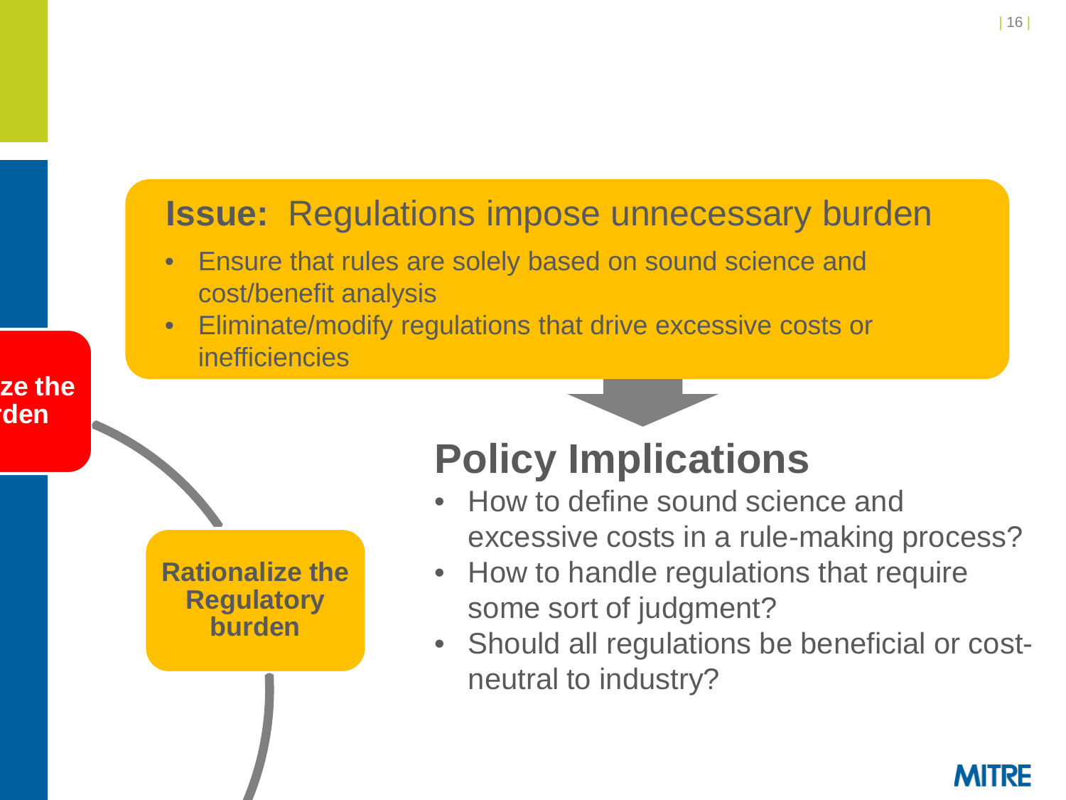**Issue:** Regulations impose unnecessary burden

- Ensure that rules are solely based on sound science and cost/benefit analysis
- Eliminate/modify regulations that drive excessive costs or inefficiencies

ze the
rden

**Rationalize the Regulatory burden**

## Policy Implications

- How to define sound science and excessive costs in a rule-making process?
- How to handle regulations that require some sort of judgment?
- Should all regulations be beneficial or cost-neutral to industry?

MITRE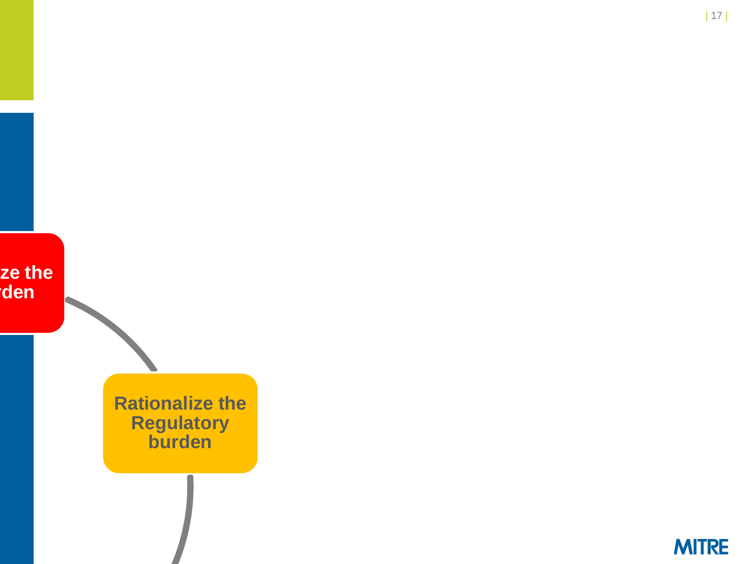ze the
rden

Rationalize the Regulatory burden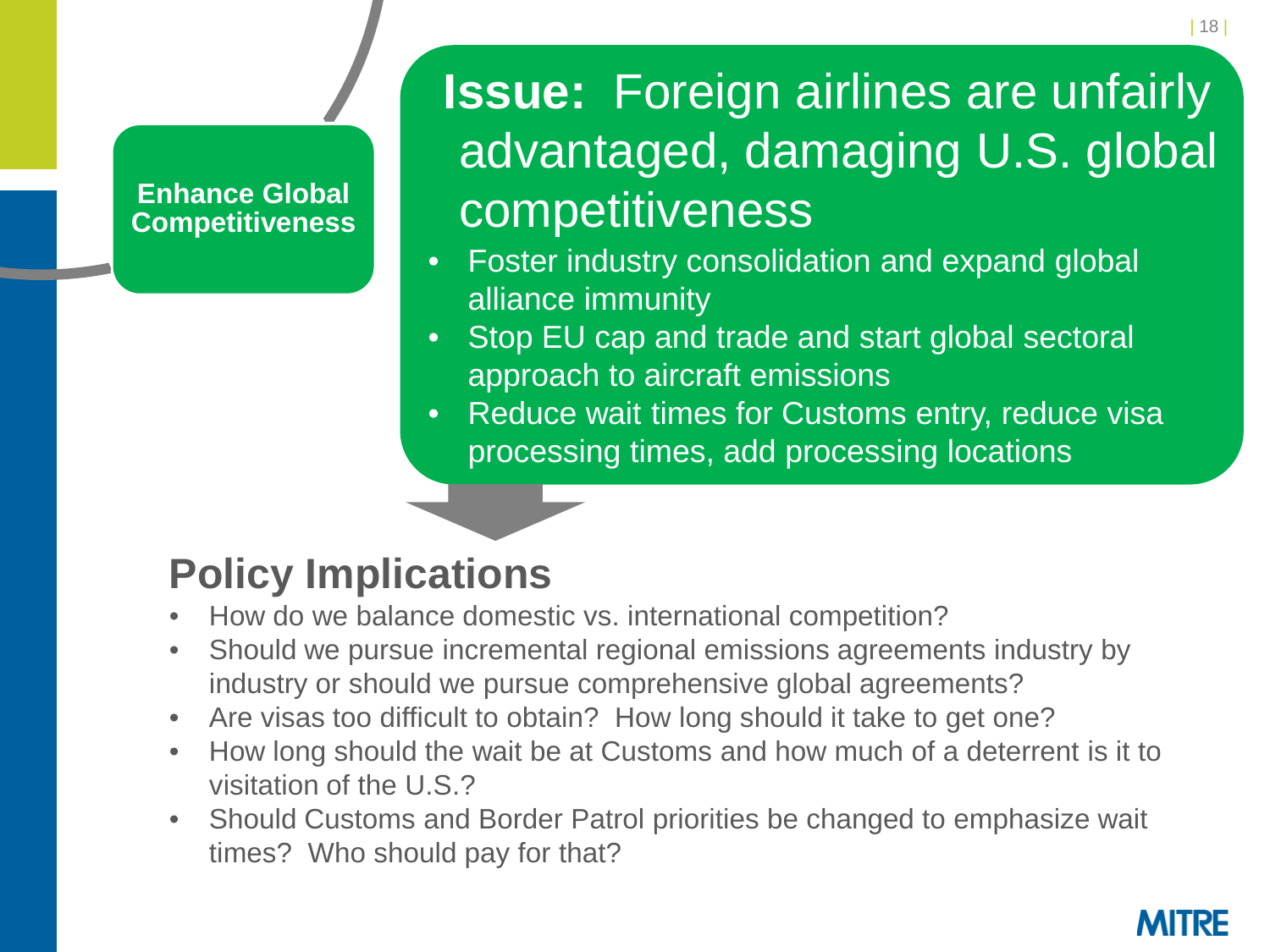**Enhance Global Competitiveness**

## **Issue:** Foreign airlines are unfairly advantaged, damaging U.S. global competitiveness

- Foster industry consolidation and expand global alliance immunity
- Stop EU cap and trade and start global sectoral approach to aircraft emissions
- Reduce wait times for Customs entry, reduce visa processing times, add processing locations

## Policy Implications

- How do we balance domestic vs. international competition?
- Should we pursue incremental regional emissions agreements industry by industry or should we pursue comprehensive global agreements?
- Are visas too difficult to obtain? How long should it take to get one?
- How long should the wait be at Customs and how much of a deterrent is it to visitation of the U.S.?
- Should Customs and Border Patrol priorities be changed to emphasize wait times? Who should pay for that?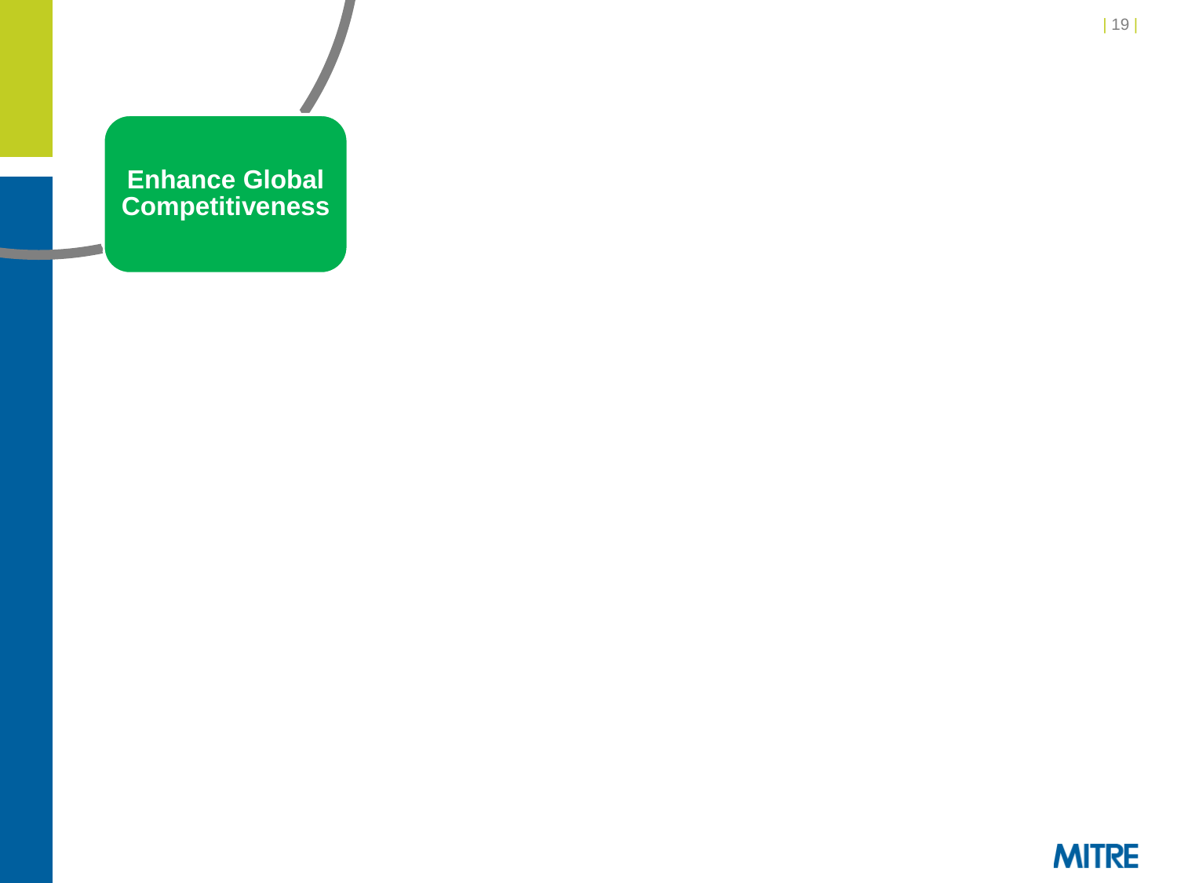Enhance Global Competitiveness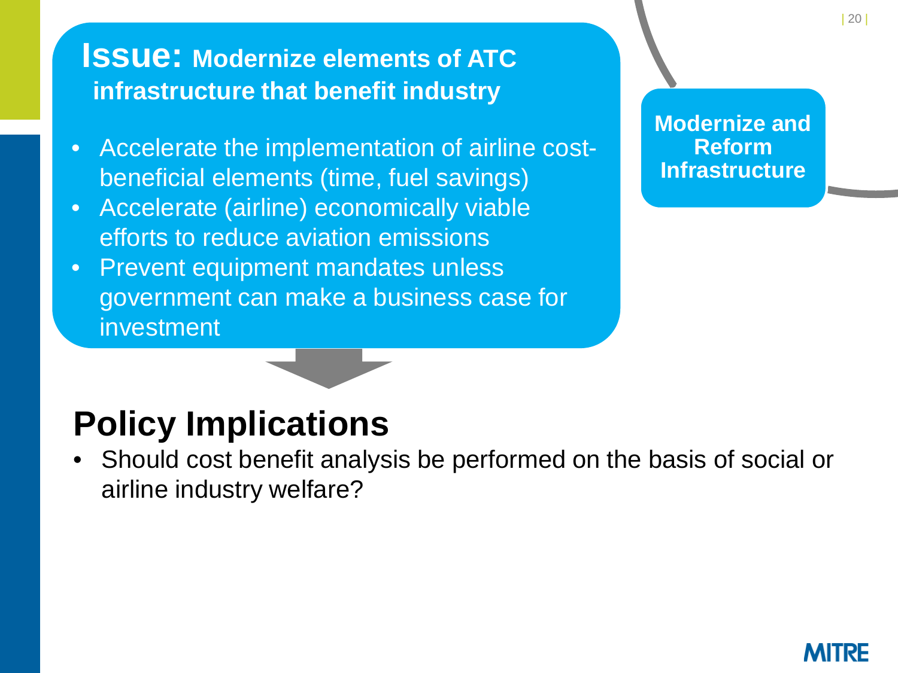## Issue: Modernize elements of ATC infrastructure that benefit industry

- Accelerate the implementation of airline cost-beneficial elements (time, fuel savings)
- Accelerate (airline) economically viable efforts to reduce aviation emissions
- Prevent equipment mandates unless government can make a business case for investment

**Modernize and Reform Infrastructure**

## Policy Implications

- Should cost benefit analysis be performed on the basis of social or airline industry welfare?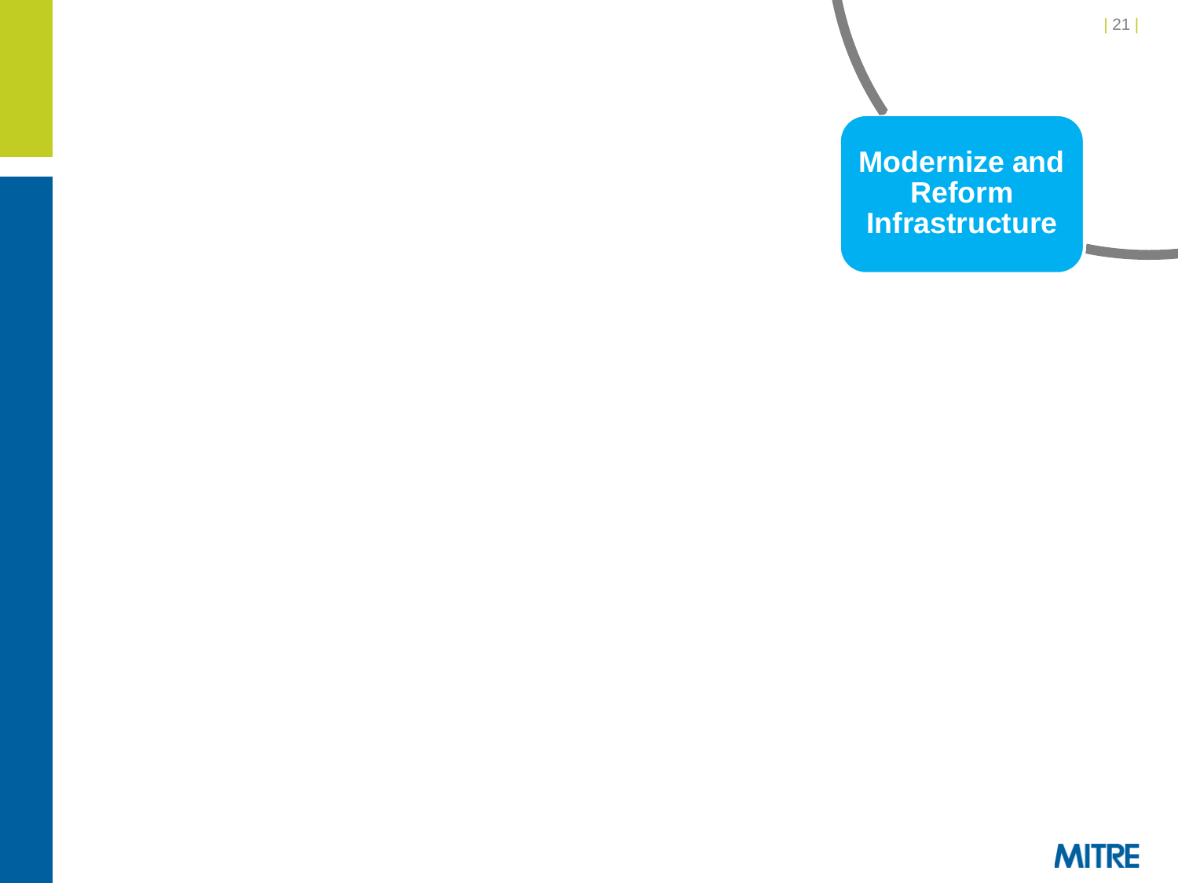**Modernize and Reform Infrastructure**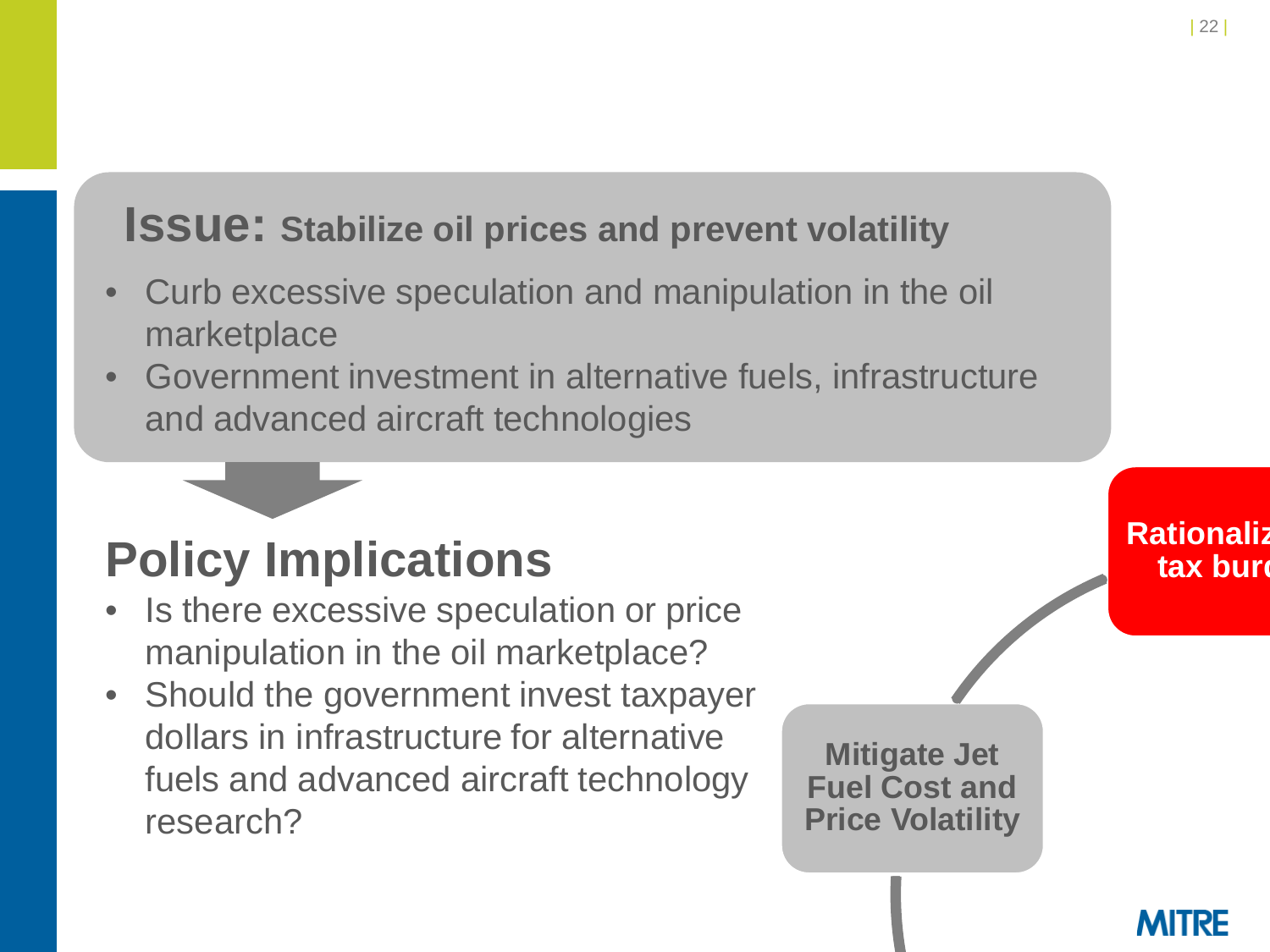## Issue: Stabilize oil prices and prevent volatility

- Curb excessive speculation and manipulation in the oil marketplace
- Government investment in alternative fuels, infrastructure and advanced aircraft technologies

## Policy Implications

- Is there excessive speculation or price manipulation in the oil marketplace?
- Should the government invest taxpayer dollars in infrastructure for alternative fuels and advanced aircraft technology research?

**Mitigate Jet Fuel Cost and Price Volatility**

**Rationaliz tax burd**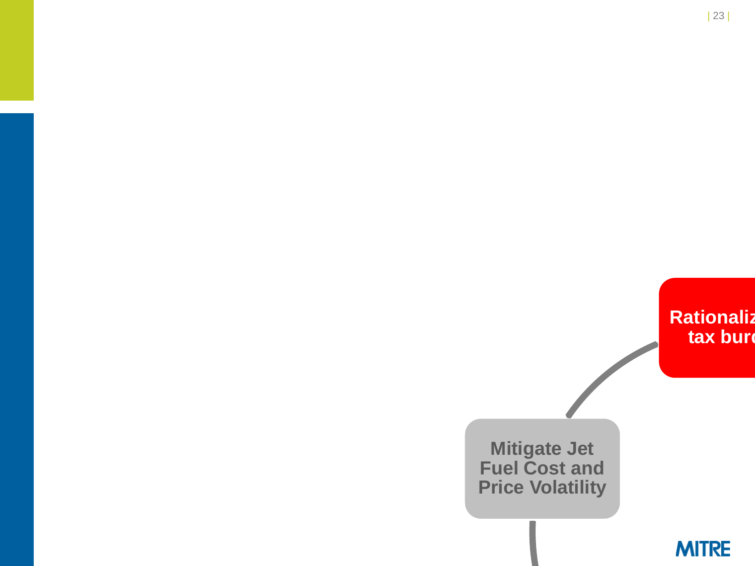Rationaliz
tax burd

Mitigate Jet Fuel Cost and Price Volatility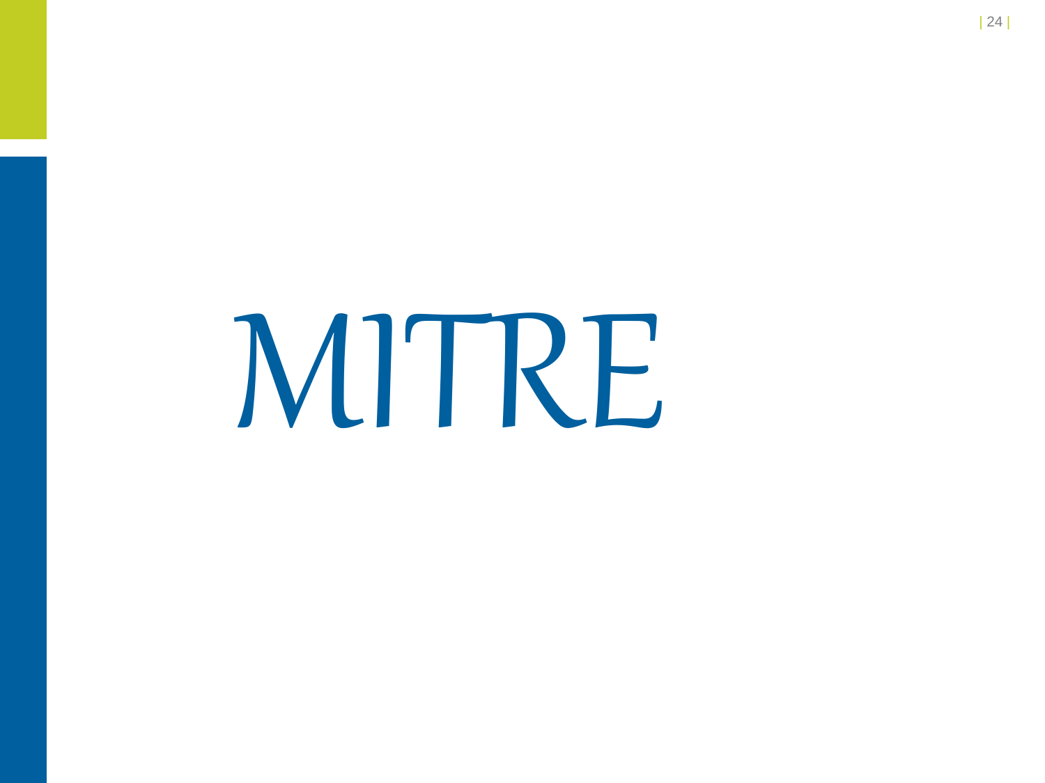MITRE